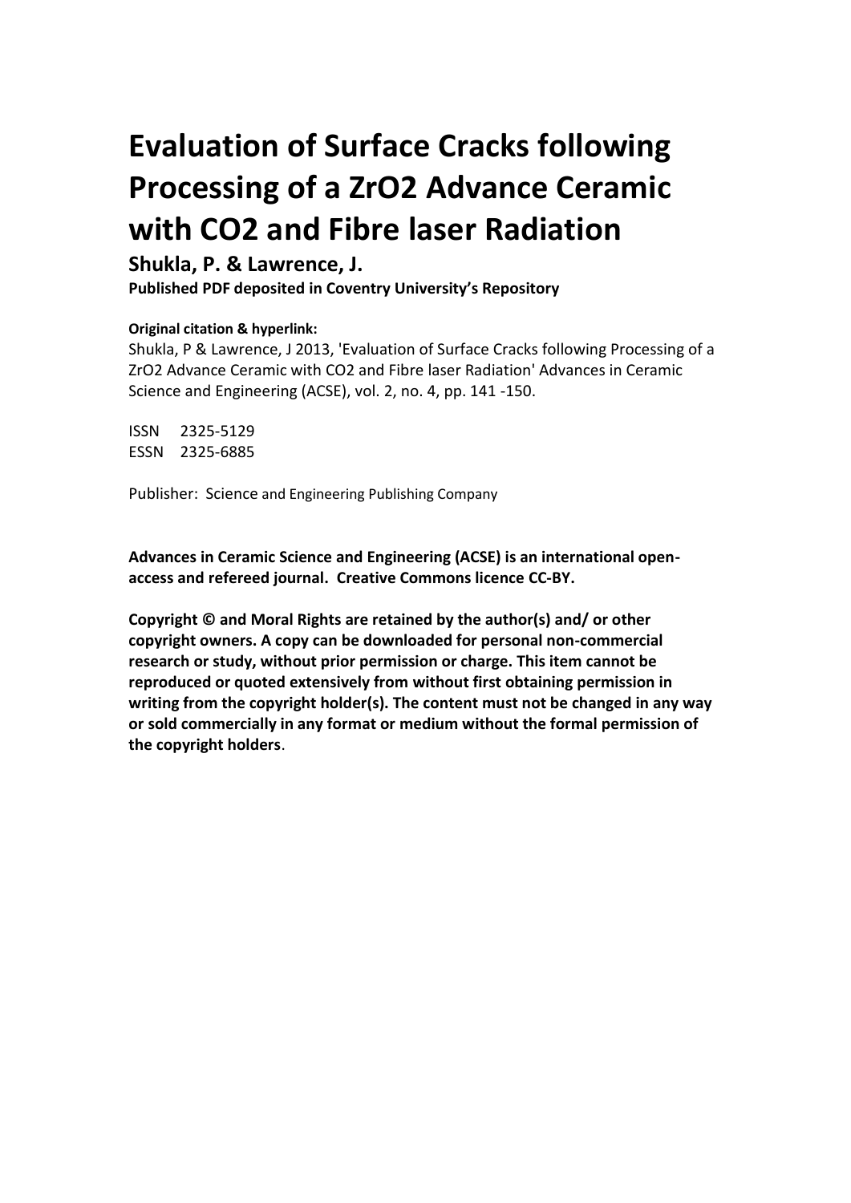# Evaluation of Surface Cracks following Processing of a $ZrO_2$ Advance Ceramic with $CO_2$ and Fibre laser Radiation

**Shukla, P. & Lawrence, J.**

**Published PDF deposited in Coventry University's Repository**

**Original citation & hyperlink:**

Shukla, P & Lawrence, J 2013, 'Evaluation of Surface Cracks following Processing of a ZrO2 Advance Ceramic with CO2 and Fibre laser Radiation' Advances in Ceramic Science and Engineering (ACSE), vol. 2, no. 4, pp. 141 -150.

ISSN 2325-5129
ESSN 2325-6885

Publisher: Science and Engineering Publishing Company

**Advances in Ceramic Science and Engineering (ACSE) is an international open-access and refereed journal. Creative Commons licence CC-BY.**

**Copyright © and Moral Rights are retained by the author(s) and/ or other copyright owners. A copy can be downloaded for personal non-commercial research or study, without prior permission or charge. This item cannot be reproduced or quoted extensively from without first obtaining permission in writing from the copyright holder(s). The content must not be changed in any way or sold commercially in any format or medium without the formal permission of the copyright holders**.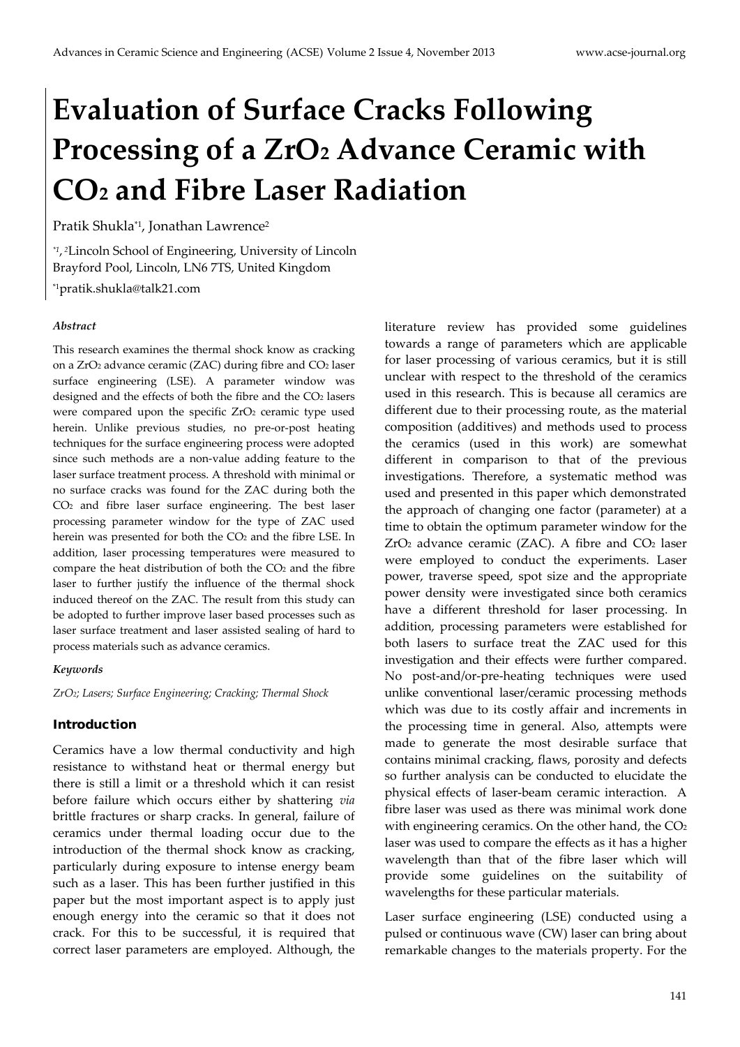# Evaluation of Surface Cracks Following Processing of a $ZrO_2$ Advance Ceramic with $CO_2$ and Fibre Laser Radiation

Pratik Shukla*[1], Jonathan Lawrence[2]

*[1], [2]Lincoln School of Engineering, University of Lincoln Brayford Pool, Lincoln, LN6 7TS, United Kingdom

*[1]pratik.shukla@talk21.com

### *Abstract*

This research examines the thermal shock know as cracking on a $ZrO_2$ advance ceramic (ZAC) during fibre and $CO_2$ laser surface engineering (LSE). A parameter window was designed and the effects of both the fibre and the $CO_2$ lasers were compared upon the specific $ZrO_2$ ceramic type used herein. Unlike previous studies, no pre-or-post heating techniques for the surface engineering process were adopted since such methods are a non-value adding feature to the laser surface treatment process. A threshold with minimal or no surface cracks was found for the ZAC during both the $CO_2$ and fibre laser surface engineering. The best laser processing parameter window for the type of ZAC used herein was presented for both the $CO_2$ and the fibre LSE. In addition, laser processing temperatures were measured to compare the heat distribution of both the $CO_2$ and the fibre laser to further justify the influence of the thermal shock induced thereof on the ZAC. The result from this study can be adopted to further improve laser based processes such as laser surface treatment and laser assisted sealing of hard to process materials such as advance ceramics.

### *Keywords*

*$ZrO_2$; Lasers; Surface Engineering; Cracking; Thermal Shock*

## Introduction

Ceramics have a low thermal conductivity and high resistance to withstand heat or thermal energy but there is still a limit or a threshold which it can resist before failure which occurs either by shattering *via* brittle fractures or sharp cracks. In general, failure of ceramics under thermal loading occur due to the introduction of the thermal shock know as cracking, particularly during exposure to intense energy beam such as a laser. This has been further justified in this paper but the most important aspect is to apply just enough energy into the ceramic so that it does not crack. For this to be successful, it is required that correct laser parameters are employed. Although, the literature review has provided some guidelines towards a range of parameters which are applicable for laser processing of various ceramics, but it is still unclear with respect to the threshold of the ceramics used in this research. This is because all ceramics are different due to their processing route, as the material composition (additives) and methods used to process the ceramics (used in this work) are somewhat different in comparison to that of the previous investigations. Therefore, a systematic method was used and presented in this paper which demonstrated the approach of changing one factor (parameter) at a time to obtain the optimum parameter window for the $ZrO_2$ advance ceramic (ZAC). A fibre and $CO_2$ laser were employed to conduct the experiments. Laser power, traverse speed, spot size and the appropriate power density were investigated since both ceramics have a different threshold for laser processing. In addition, processing parameters were established for both lasers to surface treat the ZAC used for this investigation and their effects were further compared. No post-and/or-pre-heating techniques were used unlike conventional laser/ceramic processing methods which was due to its costly affair and increments in the processing time in general. Also, attempts were made to generate the most desirable surface that contains minimal cracking, flaws, porosity and defects so further analysis can be conducted to elucidate the physical effects of laser-beam ceramic interaction. A fibre laser was used as there was minimal work done with engineering ceramics. On the other hand, the $CO_2$ laser was used to compare the effects as it has a higher wavelength than that of the fibre laser which will provide some guidelines on the suitability of wavelengths for these particular materials.

Laser surface engineering (LSE) conducted using a pulsed or continuous wave (CW) laser can bring about remarkable changes to the materials property. For the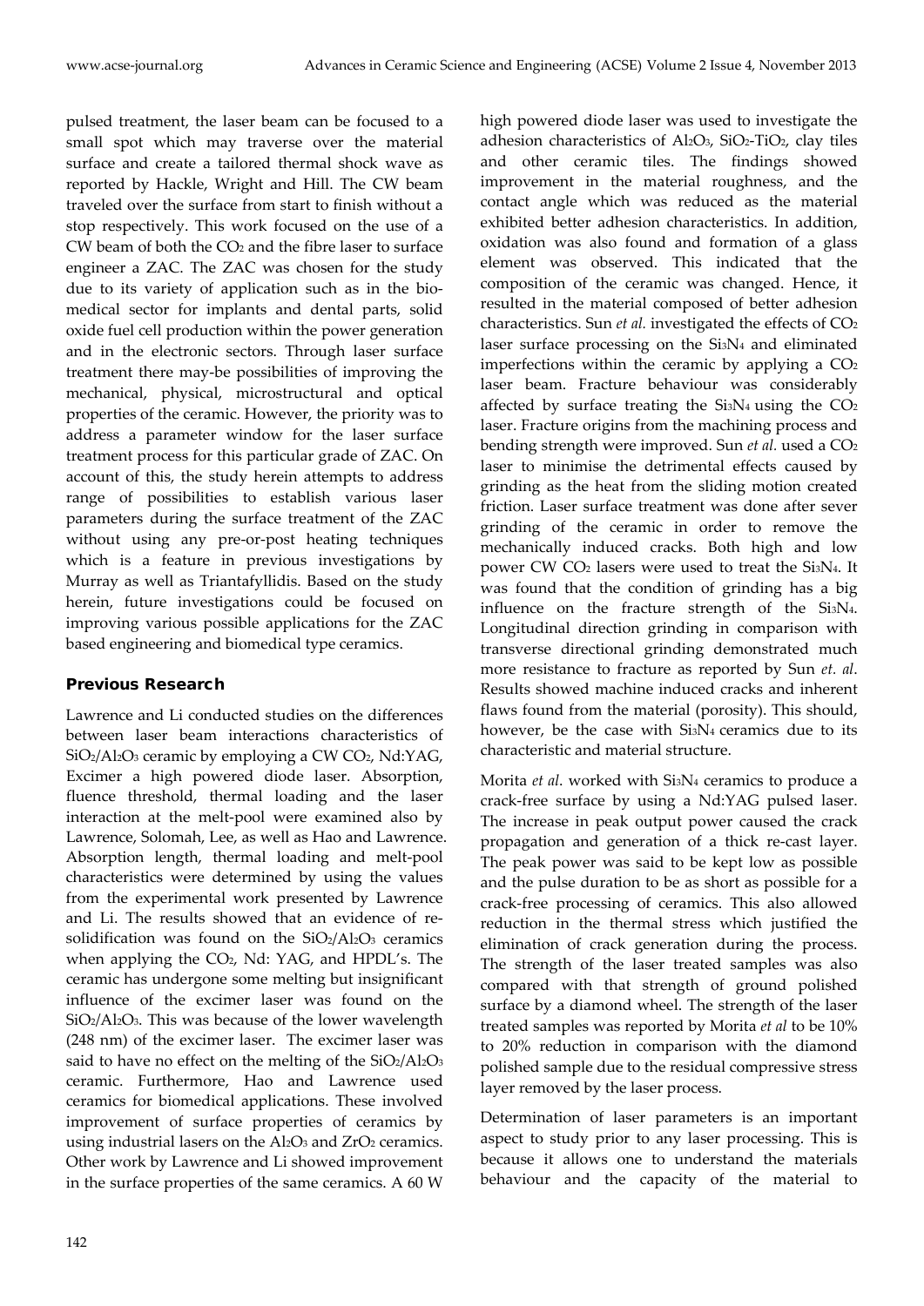pulsed treatment, the laser beam can be focused to a small spot which may traverse over the material surface and create a tailored thermal shock wave as reported by Hackle, Wright and Hill. The CW beam traveled over the surface from start to finish without a stop respectively. This work focused on the use of a CW beam of both the $CO_2$ and the fibre laser to surface engineer a ZAC. The ZAC was chosen for the study due to its variety of application such as in the bio-medical sector for implants and dental parts, solid oxide fuel cell production within the power generation and in the electronic sectors. Through laser surface treatment there may-be possibilities of improving the mechanical, physical, microstructural and optical properties of the ceramic. However, the priority was to address a parameter window for the laser surface treatment process for this particular grade of ZAC. On account of this, the study herein attempts to address range of possibilities to establish various laser parameters during the surface treatment of the ZAC without using any pre-or-post heating techniques which is a feature in previous investigations by Murray as well as Triantafyllidis. Based on the study herein, future investigations could be focused on improving various possible applications for the ZAC based engineering and biomedical type ceramics.

## Previous Research

Lawrence and Li conducted studies on the differences between laser beam interactions characteristics of $SiO_2/Al_2O_3$ ceramic by employing a CW $CO_2$, Nd:YAG, Excimer a high powered diode laser. Absorption, fluence threshold, thermal loading and the laser interaction at the melt-pool were examined also by Lawrence, Solomah, Lee, as well as Hao and Lawrence. Absorption length, thermal loading and melt-pool characteristics were determined by using the values from the experimental work presented by Lawrence and Li. The results showed that an evidence of re-solidification was found on the $SiO_2/Al_2O_3$ ceramics when applying the $CO_2$, Nd: YAG, and HPDL's. The ceramic has undergone some melting but insignificant influence of the excimer laser was found on the $SiO_2/Al_2O_3$. This was because of the lower wavelength (248 nm) of the excimer laser. The excimer laser was said to have no effect on the melting of the $SiO_2/Al_2O_3$ ceramic. Furthermore, Hao and Lawrence used ceramics for biomedical applications. These involved improvement of surface properties of ceramics by using industrial lasers on the $Al_2O_3$ and $ZrO_2$ ceramics. Other work by Lawrence and Li showed improvement in the surface properties of the same ceramics. A 60 W high powered diode laser was used to investigate the adhesion characteristics of $Al_2O_3$, $SiO_2$-$TiO_2$, clay tiles and other ceramic tiles. The findings showed improvement in the material roughness, and the contact angle which was reduced as the material exhibited better adhesion characteristics. In addition, oxidation was also found and formation of a glass element was observed. This indicated that the composition of the ceramic was changed. Hence, it resulted in the material composed of better adhesion characteristics. Sun *et al.* investigated the effects of $CO_2$ laser surface processing on the $Si_3N_4$ and eliminated imperfections within the ceramic by applying a $CO_2$ laser beam. Fracture behaviour was considerably affected by surface treating the $Si_3N_4$ using the $CO_2$ laser. Fracture origins from the machining process and bending strength were improved. Sun *et al.* used a $CO_2$ laser to minimise the detrimental effects caused by grinding as the heat from the sliding motion created friction. Laser surface treatment was done after sever grinding of the ceramic in order to remove the mechanically induced cracks. Both high and low power CW $CO_2$ lasers were used to treat the $Si_3N_4$. It was found that the condition of grinding has a big influence on the fracture strength of the $Si_3N_4$. Longitudinal direction grinding in comparison with transverse directional grinding demonstrated much more resistance to fracture as reported by Sun *et. al*. Results showed machine induced cracks and inherent flaws found from the material (porosity). This should, however, be the case with $Si_3N_4$ ceramics due to its characteristic and material structure.

Morita *et al*. worked with $Si_3N_4$ ceramics to produce a crack-free surface by using a Nd:YAG pulsed laser. The increase in peak output power caused the crack propagation and generation of a thick re-cast layer. The peak power was said to be kept low as possible and the pulse duration to be as short as possible for a crack-free processing of ceramics. This also allowed reduction in the thermal stress which justified the elimination of crack generation during the process. The strength of the laser treated samples was also compared with that strength of ground polished surface by a diamond wheel. The strength of the laser treated samples was reported by Morita *et al* to be 10% to 20% reduction in comparison with the diamond polished sample due to the residual compressive stress layer removed by the laser process.

Determination of laser parameters is an important aspect to study prior to any laser processing. This is because it allows one to understand the materials behaviour and the capacity of the material to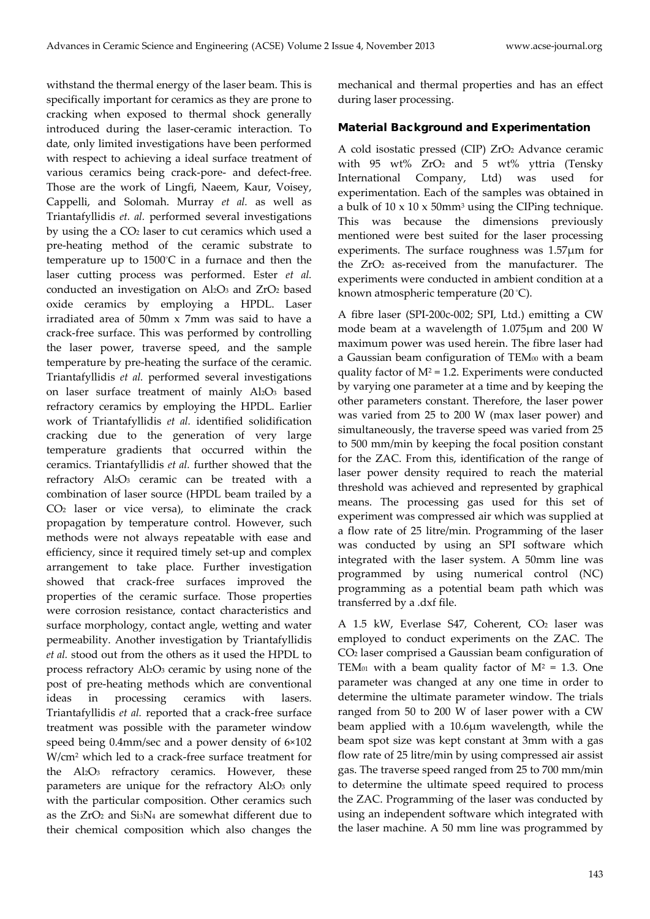withstand the thermal energy of the laser beam. This is specifically important for ceramics as they are prone to cracking when exposed to thermal shock generally introduced during the laser-ceramic interaction. To date, only limited investigations have been performed with respect to achieving a ideal surface treatment of various ceramics being crack-pore- and defect-free. Those are the work of Lingfi, Naeem, Kaur, Voisey, Cappelli, and Solomah. Murray *et al.* as well as Triantafyllidis *et. al.* performed several investigations by using the a $CO_2$ laser to cut ceramics which used a pre-heating method of the ceramic substrate to temperature up to 1500°C in a furnace and then the laser cutting process was performed. Ester *et al.* conducted an investigation on $Al_2O_3$ and $ZrO_2$ based oxide ceramics by employing a HPDL. Laser irradiated area of 50mm x 7mm was said to have a crack-free surface. This was performed by controlling the laser power, traverse speed, and the sample temperature by pre-heating the surface of the ceramic. Triantafyllidis *et al.* performed several investigations on laser surface treatment of mainly $Al_2O_3$ based refractory ceramics by employing the HPDL. Earlier work of Triantafyllidis *et al.* identified solidification cracking due to the generation of very large temperature gradients that occurred within the ceramics. Triantafyllidis *et al.* further showed that the refractory $Al_2O_3$ ceramic can be treated with a combination of laser source (HPDL beam trailed by a $CO_2$ laser or vice versa), to eliminate the crack propagation by temperature control. However, such methods were not always repeatable with ease and efficiency, since it required timely set-up and complex arrangement to take place. Further investigation showed that crack-free surfaces improved the properties of the ceramic surface. Those properties were corrosion resistance, contact characteristics and surface morphology, contact angle, wetting and water permeability. Another investigation by Triantafyllidis *et al.* stood out from the others as it used the HPDL to process refractory $Al_2O_3$ ceramic by using none of the post of pre-heating methods which are conventional ideas in processing ceramics with lasers. Triantafyllidis *et al.* reported that a crack-free surface treatment was possible with the parameter window speed being 0.4mm/sec and a power density of 6×102 W/cm$^2$ which led to a crack-free surface treatment for the $Al_2O_3$ refractory ceramics. However, these parameters are unique for the refractory $Al_2O_3$ only with the particular composition. Other ceramics such as the $ZrO_2$ and $Si_3N_4$ are somewhat different due to their chemical composition which also changes the mechanical and thermal properties and has an effect during laser processing.

## Material Background and Experimentation

A cold isostatic pressed (CIP) $ZrO_2$ Advance ceramic with 95 wt% $ZrO_2$ and 5 wt% yttria (Tensky International Company, Ltd) was used for experimentation. Each of the samples was obtained in a bulk of 10 x 10 x 50mm$^3$ using the CIPing technique. This was because the dimensions previously mentioned were best suited for the laser processing experiments. The surface roughness was 1.57μm for the $ZrO_2$ as-received from the manufacturer. The experiments were conducted in ambient condition at a known atmospheric temperature (20°C).

A fibre laser (SPI-200c-002; SPI, Ltd.) emitting a CW mode beam at a wavelength of 1.075μm and 200 W maximum power was used herein. The fibre laser had a Gaussian beam configuration of $TEM_{00}$ with a beam quality factor of $M^2 = 1.2$. Experiments were conducted by varying one parameter at a time and by keeping the other parameters constant. Therefore, the laser power was varied from 25 to 200 W (max laser power) and simultaneously, the traverse speed was varied from 25 to 500 mm/min by keeping the focal position constant for the ZAC. From this, identification of the range of laser power density required to reach the material threshold was achieved and represented by graphical means. The processing gas used for this set of experiment was compressed air which was supplied at a flow rate of 25 litre/min. Programming of the laser was conducted by using an SPI software which integrated with the laser system. A 50mm line was programmed by using numerical control (NC) programming as a potential beam path which was transferred by a .dxf file.

A 1.5 kW, Everlase S47, Coherent, $CO_2$ laser was employed to conduct experiments on the ZAC. The $CO_2$ laser comprised a Gaussian beam configuration of $TEM_{01}$ with a beam quality factor of $M^2 = 1.3$. One parameter was changed at any one time in order to determine the ultimate parameter window. The trials ranged from 50 to 200 W of laser power with a CW beam applied with a 10.6μm wavelength, while the beam spot size was kept constant at 3mm with a gas flow rate of 25 litre/min by using compressed air assist gas. The traverse speed ranged from 25 to 700 mm/min to determine the ultimate speed required to process the ZAC. Programming of the laser was conducted by using an independent software which integrated with the laser machine. A 50 mm line was programmed by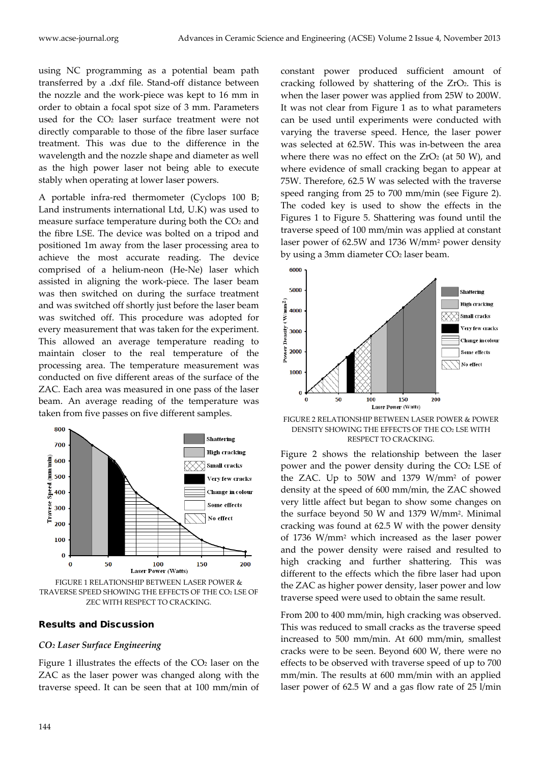using NC programming as a potential beam path transferred by a .dxf file. Stand-off distance between the nozzle and the work-piece was kept to 16 mm in order to obtain a focal spot size of 3 mm. Parameters used for the $CO_2$ laser surface treatment were not directly comparable to those of the fibre laser surface treatment. This was due to the difference in the wavelength and the nozzle shape and diameter as well as the high power laser not being able to execute stably when operating at lower laser powers.

A portable infra-red thermometer (Cyclops 100 B; Land instruments international Ltd, U.K) was used to measure surface temperature during both the $CO_2$ and the fibre LSE. The device was bolted on a tripod and positioned 1m away from the laser processing area to achieve the most accurate reading. The device comprised of a helium-neon (He-Ne) laser which assisted in aligning the work-piece. The laser beam was then switched on during the surface treatment and was switched off shortly just before the laser beam was switched off. This procedure was adopted for every measurement that was taken for the experiment. This allowed an average temperature reading to maintain closer to the real temperature of the processing area. The temperature measurement was conducted on five different areas of the surface of the ZAC. Each area was measured in one pass of the laser beam. An average reading of the temperature was taken from five passes on five different samples.

FIGURE 1 RELATIONSHIP BETWEEN LASER POWER & TRAVERSE SPEED SHOWING THE EFFECTS OF THE $CO_2$ LSE OF ZEC WITH RESPECT TO CRACKING.

## Results and Discussion

### *$CO_2$ Laser Surface Engineering*

Figure 1 illustrates the effects of the $CO_2$ laser on the ZAC as the laser power was changed along with the traverse speed. It can be seen that at 100 mm/min of constant power produced sufficient amount of cracking followed by shattering of the $ZrO_2$. This is when the laser power was applied from 25W to 200W. It was not clear from Figure 1 as to what parameters can be used until experiments were conducted with varying the traverse speed. Hence, the laser power was selected at 62.5W. This was in-between the area where there was no effect on the $ZrO_2$ (at 50 W), and where evidence of small cracking began to appear at 75W. Therefore, 62.5 W was selected with the traverse speed ranging from 25 to 700 mm/min (see Figure 2). The coded key is used to show the effects in the Figures 1 to Figure 5. Shattering was found until the traverse speed of 100 mm/min was applied at constant laser power of 62.5W and 1736 W/mm² power density by using a 3mm diameter $CO_2$ laser beam.

FIGURE 2 RELATIONSHIP BETWEEN LASER POWER & POWER DENSITY SHOWING THE EFFECTS OF THE $CO_2$ LSE WITH RESPECT TO CRACKING.

Figure 2 shows the relationship between the laser power and the power density during the $CO_2$ LSE of the ZAC. Up to 50W and 1379 W/mm² of power density at the speed of 600 mm/min, the ZAC showed very little affect but began to show some changes on the surface beyond 50 W and 1379 W/mm². Minimal cracking was found at 62.5 W with the power density of 1736 W/mm² which increased as the laser power and the power density were raised and resulted to high cracking and further shattering. This was different to the effects which the fibre laser had upon the ZAC as higher power density, laser power and low traverse speed were used to obtain the same result.

From 200 to 400 mm/min, high cracking was observed. This was reduced to small cracks as the traverse speed increased to 500 mm/min. At 600 mm/min, smallest cracks were to be seen. Beyond 600 W, there were no effects to be observed with traverse speed of up to 700 mm/min. The results at 600 mm/min with an applied laser power of 62.5 W and a gas flow rate of 25 l/min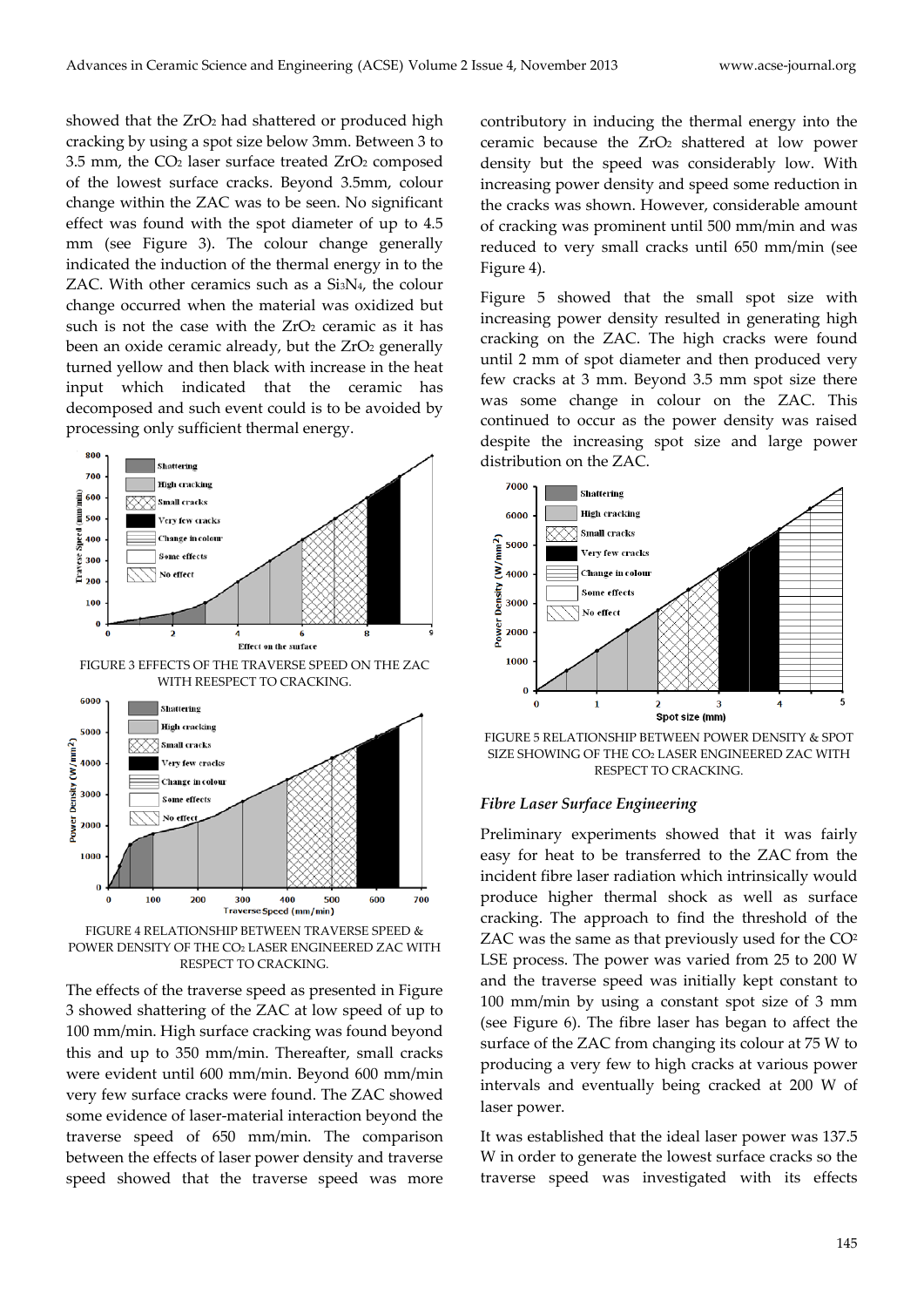showed that the $ZrO_2$ had shattered or produced high cracking by using a spot size below 3mm. Between 3 to 3.5 mm, the $CO_2$ laser surface treated $ZrO_2$ composed of the lowest surface cracks. Beyond 3.5mm, colour change within the ZAC was to be seen. No significant effect was found with the spot diameter of up to 4.5 mm (see Figure 3). The colour change generally indicated the induction of the thermal energy in to the ZAC. With other ceramics such as a $Si_3N_4$, the colour change occurred when the material was oxidized but such is not the case with the $ZrO_2$ ceramic as it has been an oxide ceramic already, but the $ZrO_2$ generally turned yellow and then black with increase in the heat input which indicated that the ceramic has decomposed and such event could is to be avoided by processing only sufficient thermal energy.

FIGURE 3 EFFECTS OF THE TRAVERSE SPEED ON THE ZAC WITH REESPECT TO CRACKING.

FIGURE 4 RELATIONSHIP BETWEEN TRAVERSE SPEED & POWER DENSITY OF THE $CO_2$ LASER ENGINEERED ZAC WITH RESPECT TO CRACKING.

The effects of the traverse speed as presented in Figure 3 showed shattering of the ZAC at low speed of up to 100 mm/min. High surface cracking was found beyond this and up to 350 mm/min. Thereafter, small cracks were evident until 600 mm/min. Beyond 600 mm/min very few surface cracks were found. The ZAC showed some evidence of laser-material interaction beyond the traverse speed of 650 mm/min. The comparison between the effects of laser power density and traverse speed showed that the traverse speed was more contributory in inducing the thermal energy into the ceramic because the $ZrO_2$ shattered at low power density but the speed was considerably low. With increasing power density and speed some reduction in the cracks was shown. However, considerable amount of cracking was prominent until 500 mm/min and was reduced to very small cracks until 650 mm/min (see Figure 4).

Figure 5 showed that the small spot size with increasing power density resulted in generating high cracking on the ZAC. The high cracks were found until 2 mm of spot diameter and then produced very few cracks at 3 mm. Beyond 3.5 mm spot size there was some change in colour on the ZAC. This continued to occur as the power density was raised despite the increasing spot size and large power distribution on the ZAC.

FIGURE 5 RELATIONSHIP BETWEEN POWER DENSITY & SPOT SIZE SHOWING OF THE $CO_2$ LASER ENGINEERED ZAC WITH RESPECT TO CRACKING.

### *Fibre Laser Surface Engineering*

Preliminary experiments showed that it was fairly easy for heat to be transferred to the ZAC from the incident fibre laser radiation which intrinsically would produce higher thermal shock as well as surface cracking. The approach to find the threshold of the ZAC was the same as that previously used for the $CO^2$ LSE process. The power was varied from 25 to 200 W and the traverse speed was initially kept constant to 100 mm/min by using a constant spot size of 3 mm (see Figure 6). The fibre laser has began to affect the surface of the ZAC from changing its colour at 75 W to producing a very few to high cracks at various power intervals and eventually being cracked at 200 W of laser power.

It was established that the ideal laser power was 137.5 W in order to generate the lowest surface cracks so the traverse speed was investigated with its effects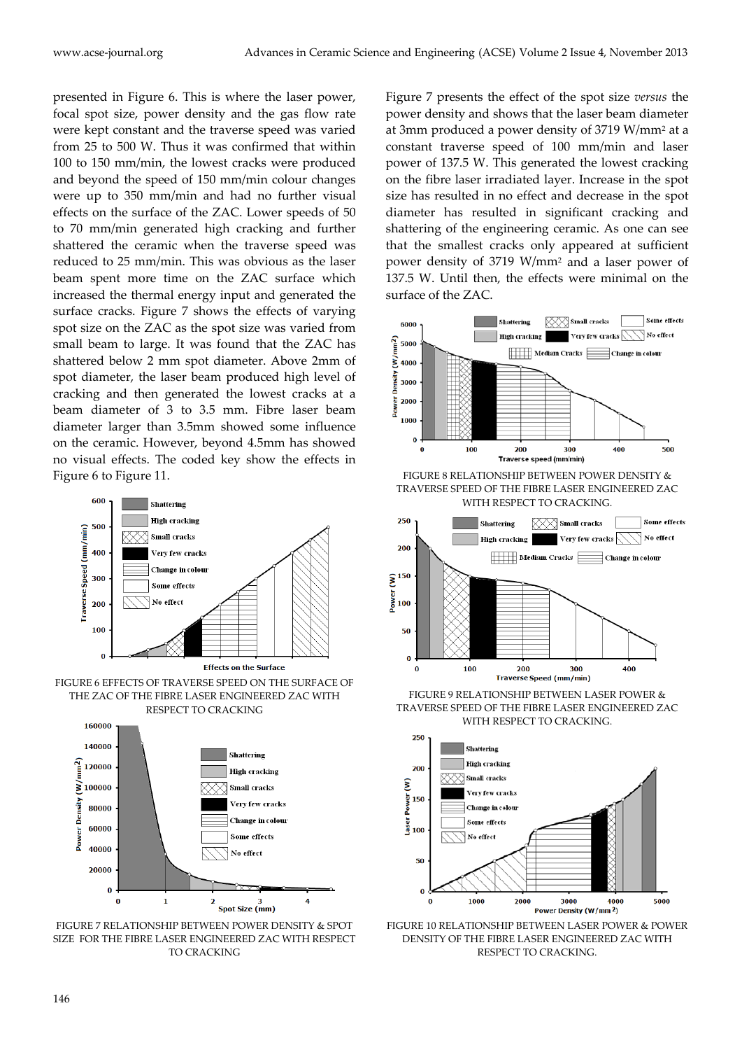presented in Figure 6. This is where the laser power, focal spot size, power density and the gas flow rate were kept constant and the traverse speed was varied from 25 to 500 W. Thus it was confirmed that within 100 to 150 mm/min, the lowest cracks were produced and beyond the speed of 150 mm/min colour changes were up to 350 mm/min and had no further visual effects on the surface of the ZAC. Lower speeds of 50 to 70 mm/min generated high cracking and further shattered the ceramic when the traverse speed was reduced to 25 mm/min. This was obvious as the laser beam spent more time on the ZAC surface which increased the thermal energy input and generated the surface cracks. Figure 7 shows the effects of varying spot size on the ZAC as the spot size was varied from small beam to large. It was found that the ZAC has shattered below 2 mm spot diameter. Above 2mm of spot diameter, the laser beam produced high level of cracking and then generated the lowest cracks at a beam diameter of 3 to 3.5 mm. Fibre laser beam diameter larger than 3.5mm showed some influence on the ceramic. However, beyond 4.5mm has showed no visual effects. The coded key show the effects in Figure 6 to Figure 11.

FIGURE 6 EFFECTS OF TRAVERSE SPEED ON THE SURFACE OF THE ZAC OF THE FIBRE LASER ENGINEERED ZAC WITH RESPECT TO CRACKING

FIGURE 7 RELATIONSHIP BETWEEN POWER DENSITY & SPOT SIZE FOR THE FIBRE LASER ENGINEERED ZAC WITH RESPECT TO CRACKING

Figure 7 presents the effect of the spot size *versus* the power density and shows that the laser beam diameter at 3mm produced a power density of 3719 W/mm$^2$ at a constant traverse speed of 100 mm/min and laser power of 137.5 W. This generated the lowest cracking on the fibre laser irradiated layer. Increase in the spot size has resulted in no effect and decrease in the spot diameter has resulted in significant cracking and shattering of the engineering ceramic. As one can see that the smallest cracks only appeared at sufficient power density of 3719 W/mm$^2$ and a laser power of 137.5 W. Until then, the effects were minimal on the surface of the ZAC.

FIGURE 8 RELATIONSHIP BETWEEN POWER DENSITY & TRAVERSE SPEED OF THE FIBRE LASER ENGINEERED ZAC WITH RESPECT TO CRACKING.

FIGURE 9 RELATIONSHIP BETWEEN LASER POWER & TRAVERSE SPEED OF THE FIBRE LASER ENGINEERED ZAC WITH RESPECT TO CRACKING.

FIGURE 10 RELATIONSHIP BETWEEN LASER POWER & POWER DENSITY OF THE FIBRE LASER ENGINEERED ZAC WITH RESPECT TO CRACKING.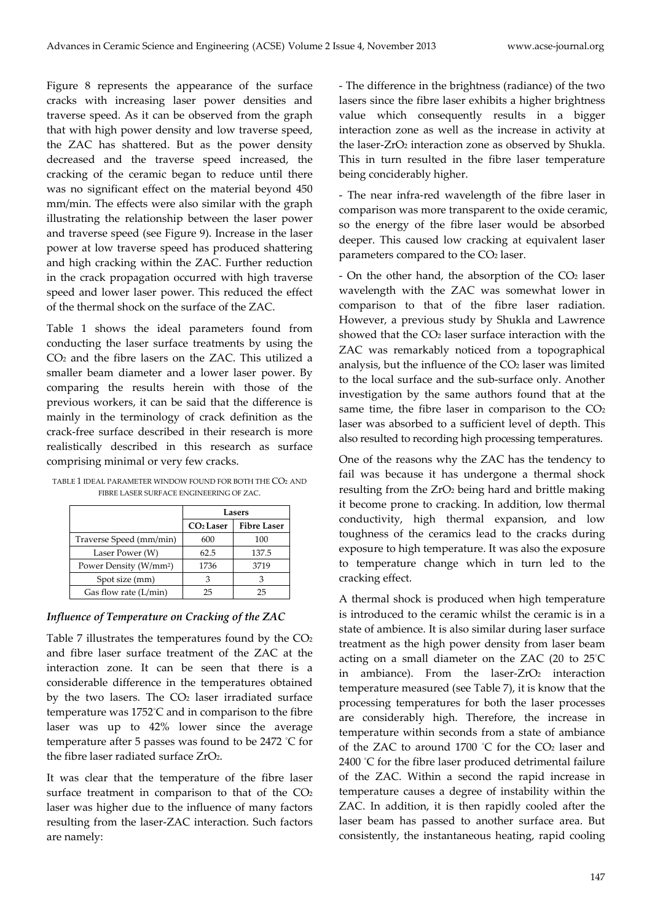Figure 8 represents the appearance of the surface cracks with increasing laser power densities and traverse speed. As it can be observed from the graph that with high power density and low traverse speed, the ZAC has shattered. But as the power density decreased and the traverse speed increased, the cracking of the ceramic began to reduce until there was no significant effect on the material beyond 450 mm/min. The effects were also similar with the graph illustrating the relationship between the laser power and traverse speed (see Figure 9). Increase in the laser power at low traverse speed has produced shattering and high cracking within the ZAC. Further reduction in the crack propagation occurred with high traverse speed and lower laser power. This reduced the effect of the thermal shock on the surface of the ZAC.

Table 1 shows the ideal parameters found from conducting the laser surface treatments by using the $CO_2$ and the fibre lasers on the ZAC. This utilized a smaller beam diameter and a lower laser power. By comparing the results herein with those of the previous workers, it can be said that the difference is mainly in the terminology of crack definition as the crack-free surface described in their research is more realistically described in this research as surface comprising minimal or very few cracks.

TABLE 1 IDEAL PARAMETER WINDOW FOUND FOR BOTH THE $CO_2$ AND FIBRE LASER SURFACE ENGINEERING OF ZAC.

| | Lasers | |
|---|---|---|
| | $CO_2$ Laser | Fibre Laser |
| Traverse Speed (mm/min) | 600 | 100 |
| Laser Power (W) | 62.5 | 137.5 |
| Power Density (W/mm$^2$) | 1736 | 3719 |
| Spot size (mm) | 3 | 3 |
| Gas flow rate (L/min) | 25 | 25 |

### *Influence of Temperature on Cracking of the ZAC*

Table 7 illustrates the temperatures found by the $CO_2$ and fibre laser surface treatment of the ZAC at the interaction zone. It can be seen that there is a considerable difference in the temperatures obtained by the two lasers. The $CO_2$ laser irradiated surface temperature was 1752°C and in comparison to the fibre laser was up to 42% lower since the average temperature after 5 passes was found to be 2472 °C for the fibre laser radiated surface $ZrO_2$.

It was clear that the temperature of the fibre laser surface treatment in comparison to that of the $CO_2$ laser was higher due to the influence of many factors resulting from the laser-ZAC interaction. Such factors are namely:

- The difference in the brightness (radiance) of the two lasers since the fibre laser exhibits a higher brightness value which consequently results in a bigger interaction zone as well as the increase in activity at the laser-$ZrO_2$ interaction zone as observed by Shukla. This in turn resulted in the fibre laser temperature being concideraby higher.

- The near infra-red wavelength of the fibre laser in comparison was more transparent to the oxide ceramic, so the energy of the fibre laser would be absorbed deeper. This caused low cracking at equivalent laser parameters compared to the $CO_2$ laser.

- On the other hand, the absorption of the $CO_2$ laser wavelength with the ZAC was somewhat lower in comparison to that of the fibre laser radiation. However, a previous study by Shukla and Lawrence showed that the $CO_2$ laser surface interaction with the ZAC was remarkably noticed from a topographical analysis, but the influence of the $CO_2$ laser was limited to the local surface and the sub-surface only. Another investigation by the same authors found that at the same time, the fibre laser in comparison to the $CO_2$ laser was absorbed to a sufficient level of depth. This also resulted to recording high processing temperatures.

One of the reasons why the ZAC has the tendency to fail was because it has undergone a thermal shock resulting from the $ZrO_2$ being hard and brittle making it become prone to cracking. In addition, low thermal conductivity, high thermal expansion, and low toughness of the ceramics lead to the cracks during exposure to high temperature. It was also the exposure to temperature change which in turn led to the cracking effect.

A thermal shock is produced when high temperature is introduced to the ceramic whilst the ceramic is in a state of ambience. It is also similar during laser surface treatment as the high power density from laser beam acting on a small diameter on the ZAC (20 to 25°C in ambiance). From the laser-$ZrO_2$ interaction temperature measured (see Table 7), it is know that the processing temperatures for both the laser processes are considerably high. Therefore, the increase in temperature within seconds from a state of ambiance of the ZAC to around 1700 °C for the $CO_2$ laser and 2400 °C for the fibre laser produced detrimental failure of the ZAC. Within a second the rapid increase in temperature causes a degree of instability within the ZAC. In addition, it is then rapidly cooled after the laser beam has passed to another surface area. But consistently, the instantaneous heating, rapid cooling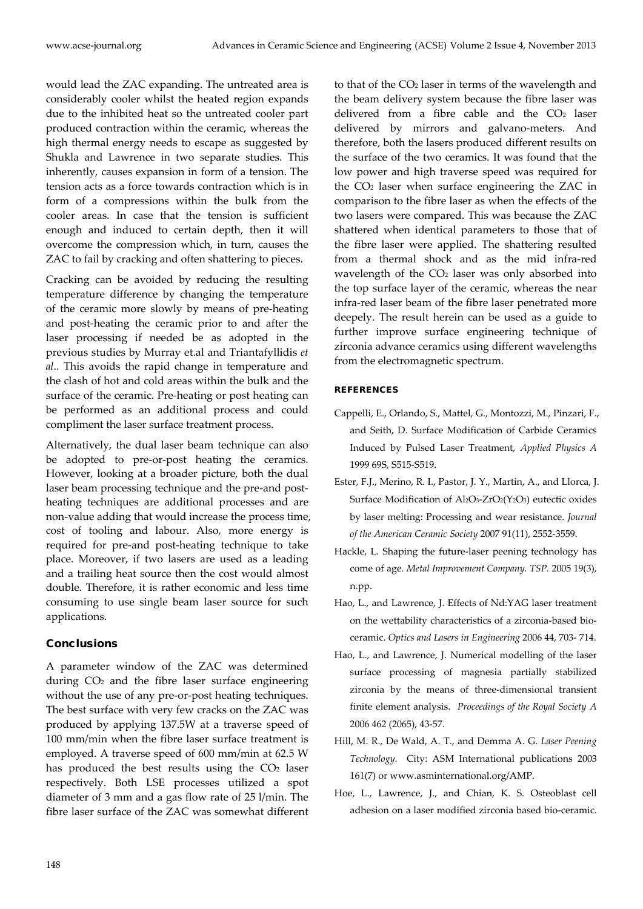would lead the ZAC expanding. The untreated area is considerably cooler whilst the heated region expands due to the inhibited heat so the untreated cooler part produced contraction within the ceramic, whereas the high thermal energy needs to escape as suggested by Shukla and Lawrence in two separate studies. This inherently, causes expansion in form of a tension. The tension acts as a force towards contraction which is in form of a compressions within the bulk from the cooler areas. In case that the tension is sufficient enough and induced to certain depth, then it will overcome the compression which, in turn, causes the ZAC to fail by cracking and often shattering to pieces.

Cracking can be avoided by reducing the resulting temperature difference by changing the temperature of the ceramic more slowly by means of pre-heating and post-heating the ceramic prior to and after the laser processing if needed be as adopted in the previous studies by Murray et.al and Triantafyllidis *et al*.. This avoids the rapid change in temperature and the clash of hot and cold areas within the bulk and the surface of the ceramic. Pre-heating or post heating can be performed as an additional process and could compliment the laser surface treatment process.

Alternatively, the dual laser beam technique can also be adopted to pre-or-post heating the ceramics. However, looking at a broader picture, both the dual laser beam processing technique and the pre-and post-heating techniques are additional processes and are non-value adding that would increase the process time, cost of tooling and labour. Also, more energy is required for pre-and post-heating technique to take place. Moreover, if two lasers are used as a leading and a trailing heat source then the cost would almost double. Therefore, it is rather economic and less time consuming to use single beam laser source for such applications.

## Conclusions

A parameter window of the ZAC was determined during $CO_2$ and the fibre laser surface engineering without the use of any pre-or-post heating techniques. The best surface with very few cracks on the ZAC was produced by applying 137.5W at a traverse speed of 100 mm/min when the fibre laser surface treatment is employed. A traverse speed of 600 mm/min at 62.5 W has produced the best results using the $CO_2$ laser respectively. Both LSE processes utilized a spot diameter of 3 mm and a gas flow rate of 25 l/min. The fibre laser surface of the ZAC was somewhat different to that of the $CO_2$ laser in terms of the wavelength and the beam delivery system because the fibre laser was delivered from a fibre cable and the $CO_2$ laser delivered by mirrors and galvano-meters. And therefore, both the lasers produced different results on the surface of the two ceramics. It was found that the low power and high traverse speed was required for the $CO_2$ laser when surface engineering the ZAC in comparison to the fibre laser as when the effects of the two lasers were compared. This was because the ZAC shattered when identical parameters to those that of the fibre laser were applied. The shattering resulted from a thermal shock and as the mid infra-red wavelength of the $CO_2$ laser was only absorbed into the top surface layer of the ceramic, whereas the near infra-red laser beam of the fibre laser penetrated more deepely. The result herein can be used as a guide to further improve surface engineering technique of zirconia advance ceramics using different wavelengths from the electromagnetic spectrum.

## REFERENCES

Cappelli, E., Orlando, S., Mattel, G., Montozzi, M., Pinzari, F., and Seith, D. Surface Modification of Carbide Ceramics Induced by Pulsed Laser Treatment, *Applied Physics A* 1999 69S, S515-S519.

Ester, F.J., Merino, R. I., Pastor, J. Y., Martin, A., and Llorca, J. Surface Modification of $Al_2O_3$-$ZrO_2$($Y_2O_3$) eutectic oxides by laser melting: Processing and wear resistance. *Journal of the American Ceramic Society* 2007 91(11), 2552-3559.

Hackle, L. Shaping the future-laser peening technology has come of age. *Metal Improvement Company. TSP.* 2005 19(3), n.pp.

Hao, L., and Lawrence, J. Effects of Nd:YAG laser treatment on the wettability characteristics of a zirconia-based bio-ceramic. *Optics and Lasers in Engineering* 2006 44, 703- 714.

Hao, L., and Lawrence, J. Numerical modelling of the laser surface processing of magnesia partially stabilized zirconia by the means of three-dimensional transient finite element analysis. *Proceedings of the Royal Society A* 2006 462 (2065), 43-57.

Hill, M. R., De Wald, A. T., and Demma A. G. *Laser Peening Technology.* City: ASM International publications 2003 161(7) or www.asminternational.org/AMP.

Hoe, L., Lawrence, J., and Chian, K. S. Osteoblast cell adhesion on a laser modified zirconia based bio-ceramic.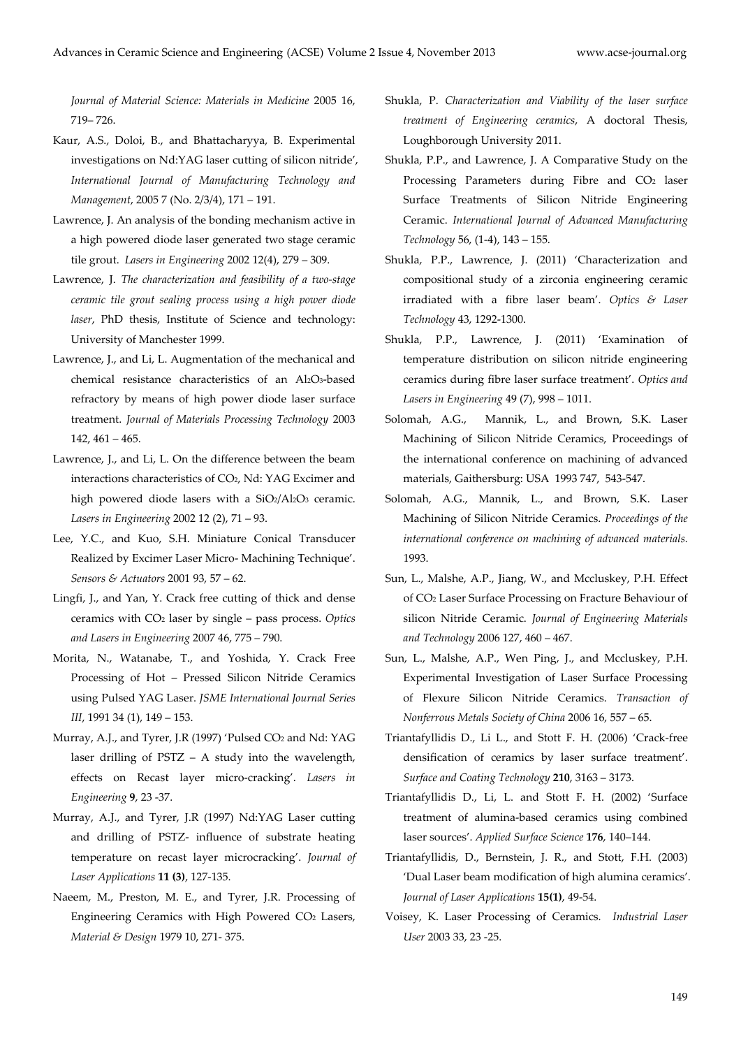*Journal of Material Science: Materials in Medicine* 2005 16, 719– 726.

Kaur, A.S., Doloi, B., and Bhattacharyya, B. Experimental investigations on Nd:YAG laser cutting of silicon nitride', *International Journal of Manufacturing Technology and Management*, 2005 7 (No. 2/3/4), 171 – 191.

Lawrence, J. An analysis of the bonding mechanism active in a high powered diode laser generated two stage ceramic tile grout. *Lasers in Engineering* 2002 12(4), 279 – 309.

Lawrence, J. *The characterization and feasibility of a two-stage ceramic tile grout sealing process using a high power diode laser*, PhD thesis, Institute of Science and technology: University of Manchester 1999.

Lawrence, J., and Li, L. Augmentation of the mechanical and chemical resistance characteristics of an $Al_2O_3$-based refractory by means of high power diode laser surface treatment. *Journal of Materials Processing Technology* 2003 142, 461 – 465.

Lawrence, J., and Li, L. On the difference between the beam interactions characteristics of $CO_2$, Nd: YAG Excimer and high powered diode lasers with a $SiO_2/Al_2O_3$ ceramic. *Lasers in Engineering* 2002 12 (2), 71 – 93.

Lee, Y.C., and Kuo, S.H. Miniature Conical Transducer Realized by Excimer Laser Micro- Machining Technique'. *Sensors & Actuators* 2001 93, 57 – 62.

Lingfi, J., and Yan, Y. Crack free cutting of thick and dense ceramics with $CO_2$ laser by single – pass process. *Optics and Lasers in Engineering* 2007 46, 775 – 790.

Morita, N., Watanabe, T., and Yoshida, Y. Crack Free Processing of Hot – Pressed Silicon Nitride Ceramics using Pulsed YAG Laser. *JSME International Journal Series III*, 1991 34 (1), 149 – 153.

Murray, A.J., and Tyrer, J.R (1997) 'Pulsed $CO_2$ and Nd: YAG laser drilling of PSTZ – A study into the wavelength, effects on Recast layer micro-cracking'. *Lasers in Engineering* **9**, 23 -37.

Murray, A.J., and Tyrer, J.R (1997) Nd:YAG Laser cutting and drilling of PSTZ- influence of substrate heating temperature on recast layer microcracking'. *Journal of Laser Applications* **11 (3)**, 127-135.

Naeem, M., Preston, M. E., and Tyrer, J.R. Processing of Engineering Ceramics with High Powered $CO_2$ Lasers, *Material & Design* 1979 10, 271- 375.

Shukla, P. *Characterization and Viability of the laser surface treatment of Engineering ceramics*, A doctoral Thesis, Loughborough University 2011.

Shukla, P.P., and Lawrence, J. A Comparative Study on the Processing Parameters during Fibre and $CO_2$ laser Surface Treatments of Silicon Nitride Engineering Ceramic. *International Journal of Advanced Manufacturing Technology* 56, (1-4), 143 – 155.

Shukla, P.P., Lawrence, J. (2011) 'Characterization and compositional study of a zirconia engineering ceramic irradiated with a fibre laser beam'. *Optics & Laser Technology* 43, 1292-1300.

Shukla, P.P., Lawrence, J. (2011) 'Examination of temperature distribution on silicon nitride engineering ceramics during fibre laser surface treatment'. *Optics and Lasers in Engineering* 49 (7), 998 – 1011.

Solomah, A.G., Mannik, L., and Brown, S.K. Laser Machining of Silicon Nitride Ceramics, Proceedings of the international conference on machining of advanced materials, Gaithersburg: USA 1993 747, 543-547.

Solomah, A.G., Mannik, L., and Brown, S.K. Laser Machining of Silicon Nitride Ceramics. *Proceedings of the international conference on machining of advanced materials.* 1993.

Sun, L., Malshe, A.P., Jiang, W., and Mccluskey, P.H. Effect of $CO_2$ Laser Surface Processing on Fracture Behaviour of silicon Nitride Ceramic. *Journal of Engineering Materials and Technology* 2006 127, 460 – 467.

Sun, L., Malshe, A.P., Wen Ping, J., and Mccluskey, P.H. Experimental Investigation of Laser Surface Processing of Flexure Silicon Nitride Ceramics. *Transaction of Nonferrous Metals Society of China* 2006 16, 557 – 65.

Triantafyllidis D., Li L., and Stott F. H. (2006) 'Crack-free densification of ceramics by laser surface treatment'. *Surface and Coating Technology* **210**, 3163 – 3173.

Triantafyllidis D., Li, L. and Stott F. H. (2002) 'Surface treatment of alumina-based ceramics using combined laser sources'. *Applied Surface Science* **176**, 140–144.

Triantafyllidis, D., Bernstein, J. R., and Stott, F.H. (2003) 'Dual Laser beam modification of high alumina ceramics'. *Journal of Laser Applications* **15(1)**, 49-54.

Voisey, K. Laser Processing of Ceramics. *Industrial Laser User* 2003 33, 23 -25.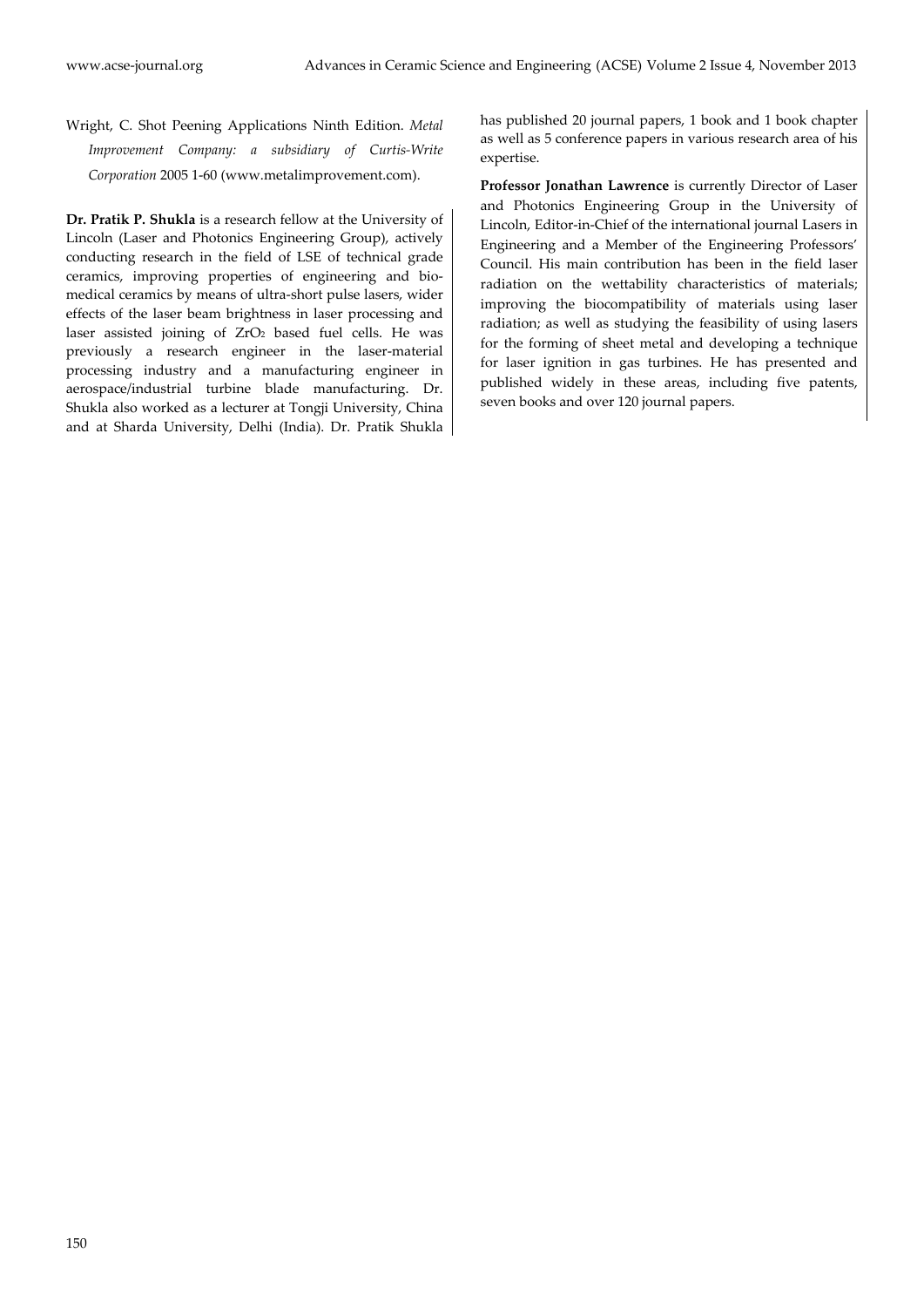Wright, C. Shot Peening Applications Ninth Edition. *Metal Improvement Company: a subsidiary of Curtis-Write Corporation* 2005 1-60 (www.metalimprovement.com).

**Dr. Pratik P. Shukla** is a research fellow at the University of Lincoln (Laser and Photonics Engineering Group), actively conducting research in the field of LSE of technical grade ceramics, improving properties of engineering and bio-medical ceramics by means of ultra-short pulse lasers, wider effects of the laser beam brightness in laser processing and laser assisted joining of $ZrO_2$ based fuel cells. He was previously a research engineer in the laser-material processing industry and a manufacturing engineer in aerospace/industrial turbine blade manufacturing. Dr. Shukla also worked as a lecturer at Tongji University, China and at Sharda University, Delhi (India). Dr. Pratik Shukla has published 20 journal papers, 1 book and 1 book chapter as well as 5 conference papers in various research area of his expertise.

**Professor Jonathan Lawrence** is currently Director of Laser and Photonics Engineering Group in the University of Lincoln, Editor-in-Chief of the international journal Lasers in Engineering and a Member of the Engineering Professors' Council. His main contribution has been in the field laser radiation on the wettability characteristics of materials; improving the biocompatibility of materials using laser radiation; as well as studying the feasibility of using lasers for the forming of sheet metal and developing a technique for laser ignition in gas turbines. He has presented and published widely in these areas, including five patents, seven books and over 120 journal papers.